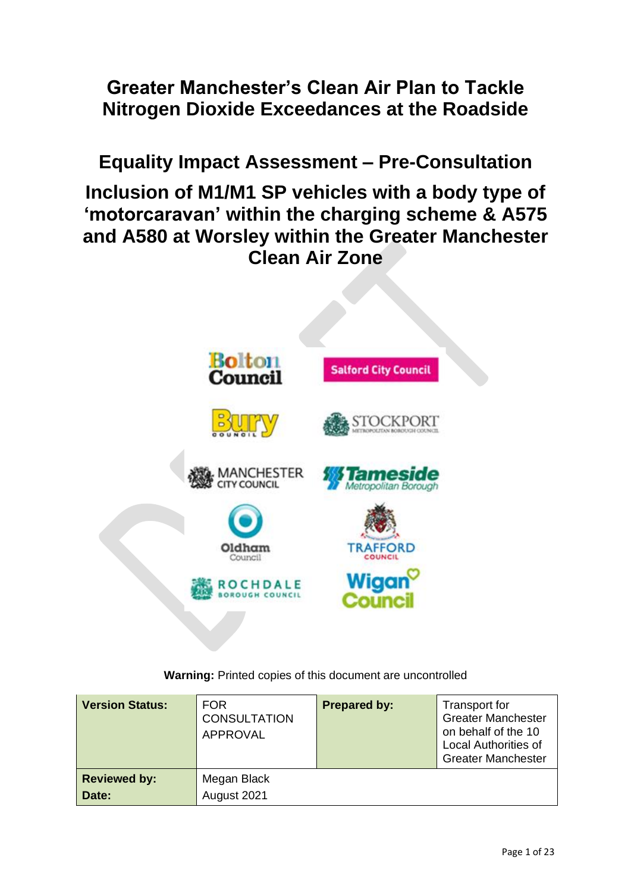# Greater Manchester's Clean Air Plan to Tackle Nitrogen Dioxide Exceedances at the Roadside

## Equality Impact Assessment – Pre-Consultation

## Inclusion of M1/M1 SP vehicles with a body type of 'motorcaravan' within the charging scheme & A575 and A580 at Worsley within the Greater Manchester Clean Air Zone

**Warning:** Printed copies of this document are uncontrolled

| **Version Status:** | FOR CONSULTATION APPROVAL | **Prepared by:** | Transport for Greater Manchester on behalf of the 10 Local Authorities of Greater Manchester |
|---|---|---|---|
| **Reviewed by:** **Date:** | Megan Black August 2021 | | |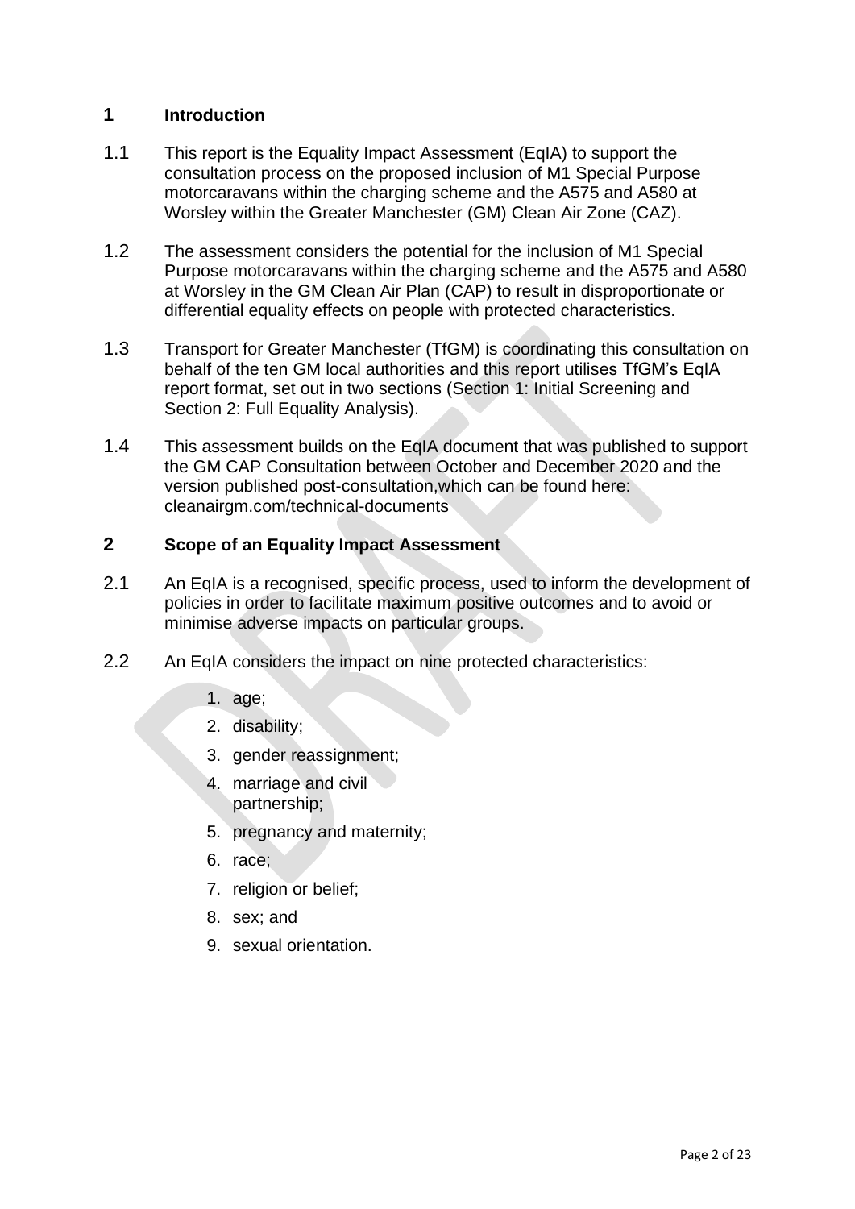## 1 Introduction

1.1 This report is the Equality Impact Assessment (EqIA) to support the consultation process on the proposed inclusion of M1 Special Purpose motorcaravans within the charging scheme and the A575 and A580 at Worsley within the Greater Manchester (GM) Clean Air Zone (CAZ).

1.2 The assessment considers the potential for the inclusion of M1 Special Purpose motorcaravans within the charging scheme and the A575 and A580 at Worsley in the GM Clean Air Plan (CAP) to result in disproportionate or differential equality effects on people with protected characteristics.

1.3 Transport for Greater Manchester (TfGM) is coordinating this consultation on behalf of the ten GM local authorities and this report utilises TfGM's EqIA report format, set out in two sections (Section 1: Initial Screening and Section 2: Full Equality Analysis).

1.4 This assessment builds on the EqIA document that was published to support the GM CAP Consultation between October and December 2020 and the version published post-consultation,which can be found here: cleanairgm.com/technical-documents

## 2 Scope of an Equality Impact Assessment

2.1 An EqIA is a recognised, specific process, used to inform the development of policies in order to facilitate maximum positive outcomes and to avoid or minimise adverse impacts on particular groups.

2.2 An EqIA considers the impact on nine protected characteristics:

1. age;
2. disability;
3. gender reassignment;
4. marriage and civil partnership;
5. pregnancy and maternity;
6. race;
7. religion or belief;
8. sex; and
9. sexual orientation.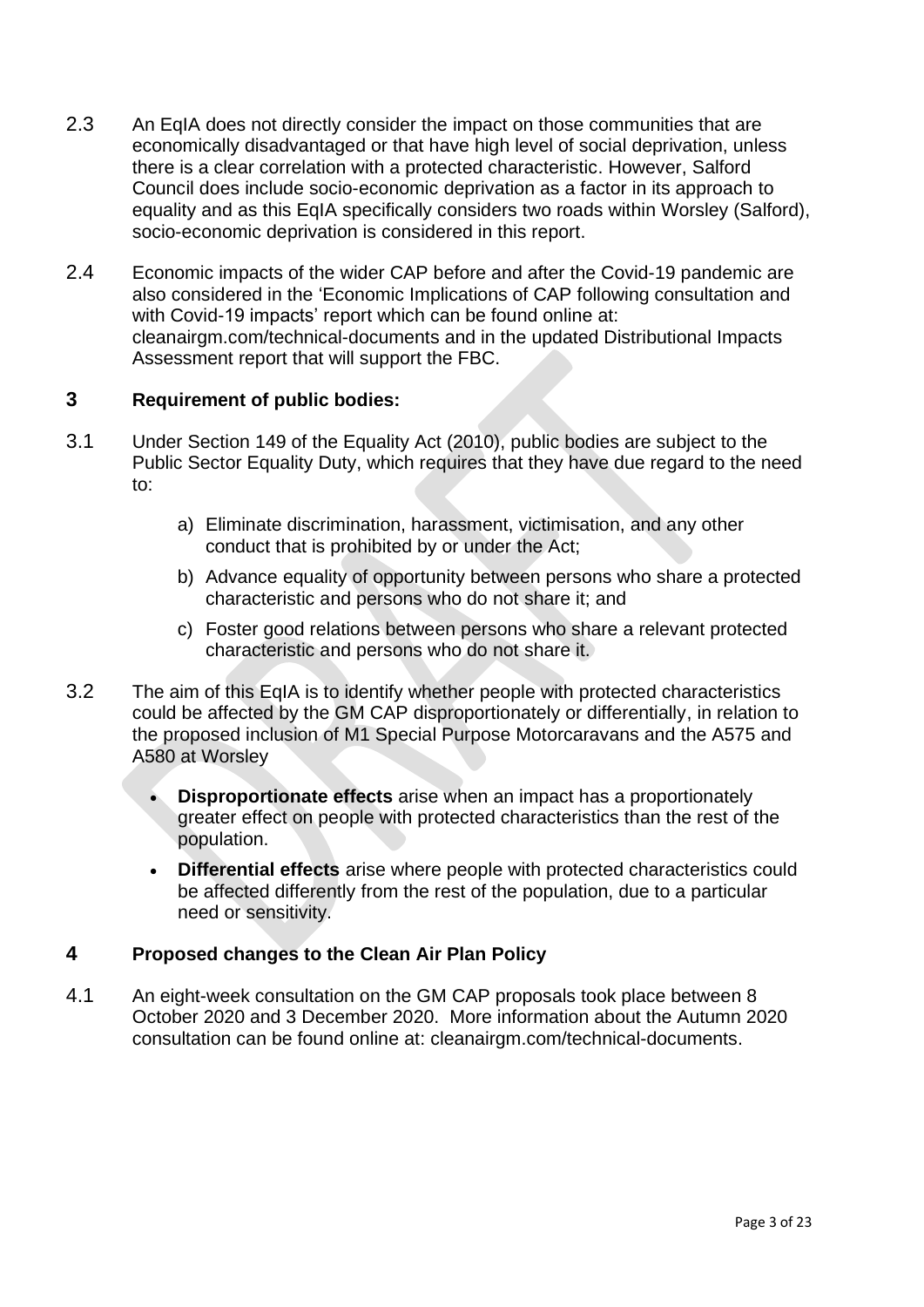2.3 An EqIA does not directly consider the impact on those communities that are economically disadvantaged or that have high level of social deprivation, unless there is a clear correlation with a protected characteristic. However, Salford Council does include socio-economic deprivation as a factor in its approach to equality and as this EqIA specifically considers two roads within Worsley (Salford), socio-economic deprivation is considered in this report.

2.4 Economic impacts of the wider CAP before and after the Covid-19 pandemic are also considered in the 'Economic Implications of CAP following consultation and with Covid-19 impacts' report which can be found online at: cleanairgm.com/technical-documents and in the updated Distributional Impacts Assessment report that will support the FBC.

## 3 Requirement of public bodies:

3.1 Under Section 149 of the Equality Act (2010), public bodies are subject to the Public Sector Equality Duty, which requires that they have due regard to the need to:

a) Eliminate discrimination, harassment, victimisation, and any other conduct that is prohibited by or under the Act;

b) Advance equality of opportunity between persons who share a protected characteristic and persons who do not share it; and

c) Foster good relations between persons who share a relevant protected characteristic and persons who do not share it.

3.2 The aim of this EqIA is to identify whether people with protected characteristics could be affected by the GM CAP disproportionately or differentially, in relation to the proposed inclusion of M1 Special Purpose Motorcaravans and the A575 and A580 at Worsley

- **Disproportionate effects** arise when an impact has a proportionately greater effect on people with protected characteristics than the rest of the population.
- **Differential effects** arise where people with protected characteristics could be affected differently from the rest of the population, due to a particular need or sensitivity.

## 4 Proposed changes to the Clean Air Plan Policy

4.1 An eight-week consultation on the GM CAP proposals took place between 8 October 2020 and 3 December 2020. More information about the Autumn 2020 consultation can be found online at: cleanairgm.com/technical-documents.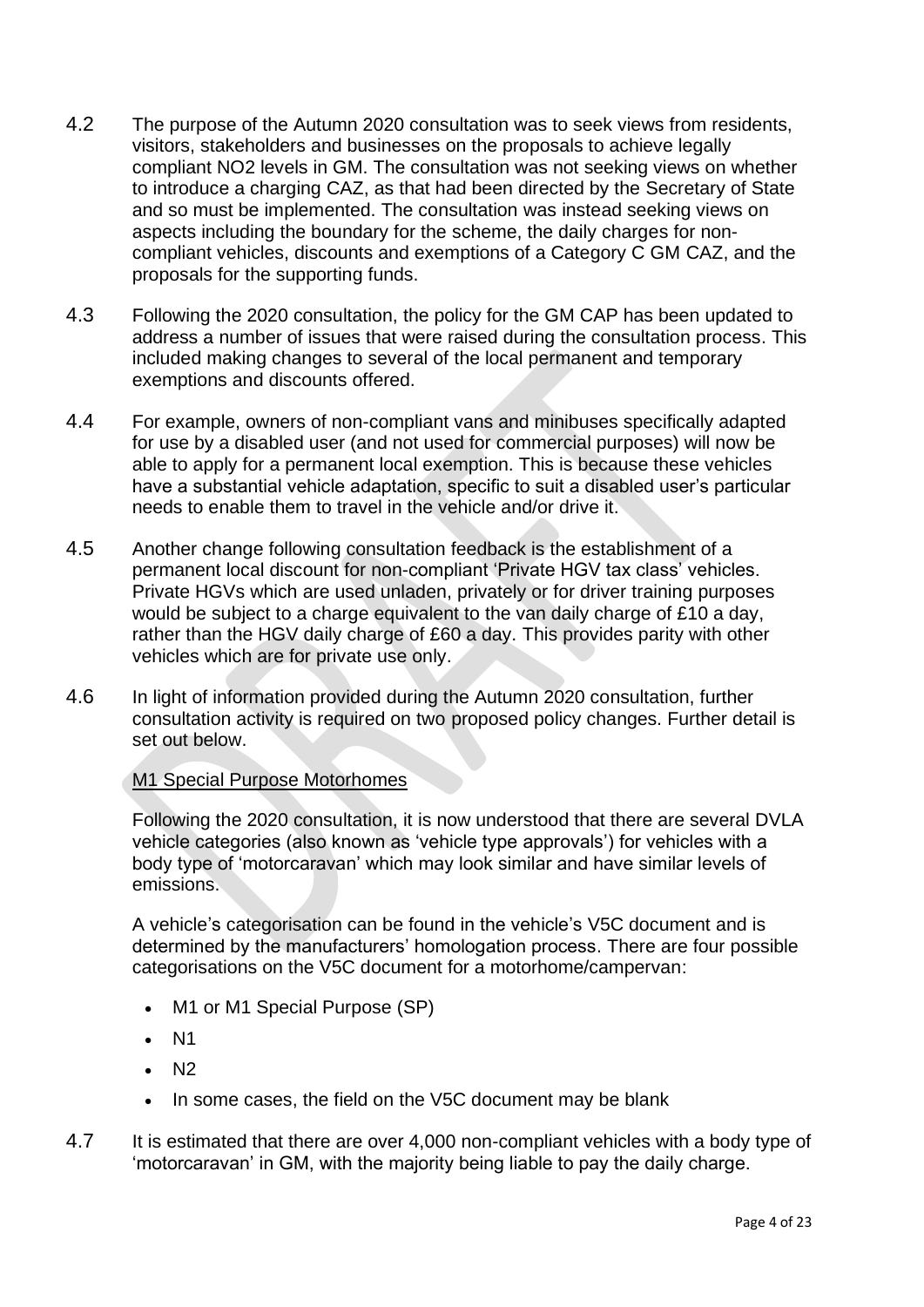4.2 The purpose of the Autumn 2020 consultation was to seek views from residents, visitors, stakeholders and businesses on the proposals to achieve legally compliant $NO_2$ levels in GM. The consultation was not seeking views on whether to introduce a charging CAZ, as that had been directed by the Secretary of State and so must be implemented. The consultation was instead seeking views on aspects including the boundary for the scheme, the daily charges for non-compliant vehicles, discounts and exemptions of a Category C GM CAZ, and the proposals for the supporting funds.

4.3 Following the 2020 consultation, the policy for the GM CAP has been updated to address a number of issues that were raised during the consultation process. This included making changes to several of the local permanent and temporary exemptions and discounts offered.

4.4 For example, owners of non-compliant vans and minibuses specifically adapted for use by a disabled user (and not used for commercial purposes) will now be able to apply for a permanent local exemption. This is because these vehicles have a substantial vehicle adaptation, specific to suit a disabled user's particular needs to enable them to travel in the vehicle and/or drive it.

4.5 Another change following consultation feedback is the establishment of a permanent local discount for non-compliant 'Private HGV tax class' vehicles. Private HGVs which are used unladen, privately or for driver training purposes would be subject to a charge equivalent to the van daily charge of £10 a day, rather than the HGV daily charge of £60 a day. This provides parity with other vehicles which are for private use only.

4.6 In light of information provided during the Autumn 2020 consultation, further consultation activity is required on two proposed policy changes. Further detail is set out below.

<u>M1 Special Purpose Motorhomes</u>

Following the 2020 consultation, it is now understood that there are several DVLA vehicle categories (also known as 'vehicle type approvals') for vehicles with a body type of 'motorcaravan' which may look similar and have similar levels of emissions.

A vehicle's categorisation can be found in the vehicle's V5C document and is determined by the manufacturers' homologation process. There are four possible categorisations on the V5C document for a motorhome/campervan:

- M1 or M1 Special Purpose (SP)
- N1
- N2
- In some cases, the field on the V5C document may be blank

4.7 It is estimated that there are over 4,000 non-compliant vehicles with a body type of 'motorcaravan' in GM, with the majority being liable to pay the daily charge.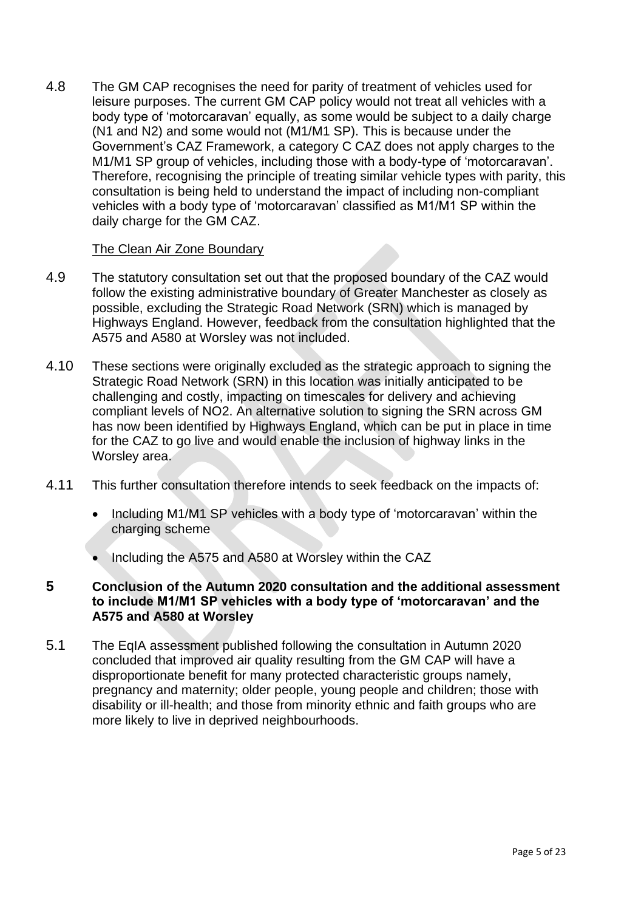4.8 The GM CAP recognises the need for parity of treatment of vehicles used for leisure purposes. The current GM CAP policy would not treat all vehicles with a body type of 'motorcaravan' equally, as some would be subject to a daily charge (N1 and N2) and some would not (M1/M1 SP). This is because under the Government's CAZ Framework, a category C CAZ does not apply charges to the M1/M1 SP group of vehicles, including those with a body-type of 'motorcaravan'. Therefore, recognising the principle of treating similar vehicle types with parity, this consultation is being held to understand the impact of including non-compliant vehicles with a body type of 'motorcaravan' classified as M1/M1 SP within the daily charge for the GM CAZ.

The Clean Air Zone Boundary

4.9 The statutory consultation set out that the proposed boundary of the CAZ would follow the existing administrative boundary of Greater Manchester as closely as possible, excluding the Strategic Road Network (SRN) which is managed by Highways England. However, feedback from the consultation highlighted that the A575 and A580 at Worsley was not included.

4.10 These sections were originally excluded as the strategic approach to signing the Strategic Road Network (SRN) in this location was initially anticipated to be challenging and costly, impacting on timescales for delivery and achieving compliant levels of $NO_2$. An alternative solution to signing the SRN across GM has now been identified by Highways England, which can be put in place in time for the CAZ to go live and would enable the inclusion of highway links in the Worsley area.

4.11 This further consultation therefore intends to seek feedback on the impacts of:

- Including M1/M1 SP vehicles with a body type of 'motorcaravan' within the charging scheme
- Including the A575 and A580 at Worsley within the CAZ

## 5 Conclusion of the Autumn 2020 consultation and the additional assessment to include M1/M1 SP vehicles with a body type of 'motorcaravan' and the A575 and A580 at Worsley

5.1 The EqIA assessment published following the consultation in Autumn 2020 concluded that improved air quality resulting from the GM CAP will have a disproportionate benefit for many protected characteristic groups namely, pregnancy and maternity; older people, young people and children; those with disability or ill-health; and those from minority ethnic and faith groups who are more likely to live in deprived neighbourhoods.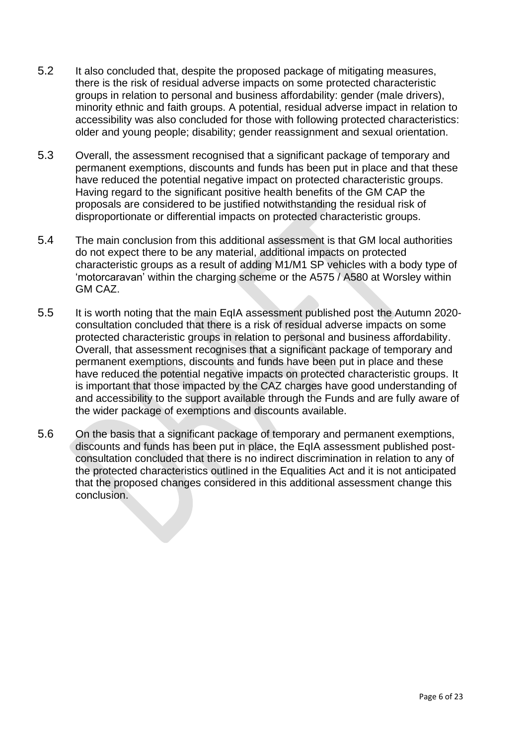5.2 It also concluded that, despite the proposed package of mitigating measures, there is the risk of residual adverse impacts on some protected characteristic groups in relation to personal and business affordability: gender (male drivers), minority ethnic and faith groups. A potential, residual adverse impact in relation to accessibility was also concluded for those with following protected characteristics: older and young people; disability; gender reassignment and sexual orientation.

5.3 Overall, the assessment recognised that a significant package of temporary and permanent exemptions, discounts and funds has been put in place and that these have reduced the potential negative impact on protected characteristic groups. Having regard to the significant positive health benefits of the GM CAP the proposals are considered to be justified notwithstanding the residual risk of disproportionate or differential impacts on protected characteristic groups.

5.4 The main conclusion from this additional assessment is that GM local authorities do not expect there to be any material, additional impacts on protected characteristic groups as a result of adding M1/M1 SP vehicles with a body type of 'motorcaravan' within the charging scheme or the A575 / A580 at Worsley within GM CAZ.

5.5 It is worth noting that the main EqIA assessment published post the Autumn 2020-consultation concluded that there is a risk of residual adverse impacts on some protected characteristic groups in relation to personal and business affordability. Overall, that assessment recognises that a significant package of temporary and permanent exemptions, discounts and funds have been put in place and these have reduced the potential negative impacts on protected characteristic groups. It is important that those impacted by the CAZ charges have good understanding of and accessibility to the support available through the Funds and are fully aware of the wider package of exemptions and discounts available.

5.6 On the basis that a significant package of temporary and permanent exemptions, discounts and funds has been put in place, the EqIA assessment published post-consultation concluded that there is no indirect discrimination in relation to any of the protected characteristics outlined in the Equalities Act and it is not anticipated that the proposed changes considered in this additional assessment change this conclusion.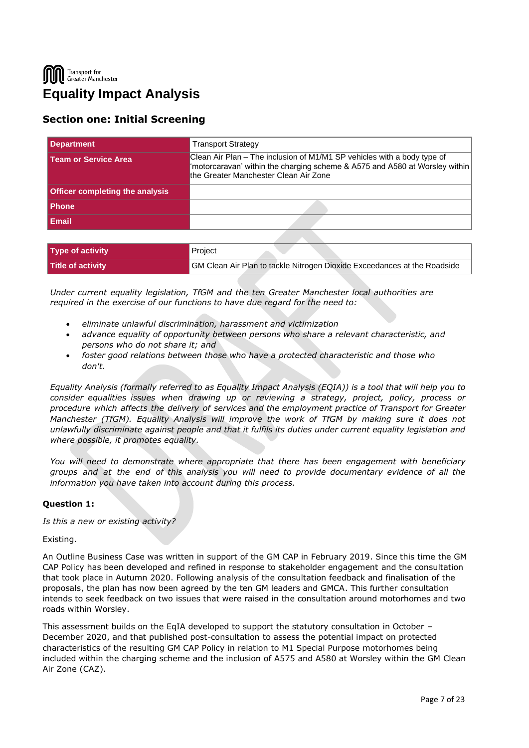Transport for Greater Manchester

# Equality Impact Analysis

## Section one: Initial Screening

| Department | Transport Strategy |
|---|---|
| Team or Service Area | Clean Air Plan – The inclusion of M1/M1 SP vehicles with a body type of 'motorcaravan' within the charging scheme & A575 and A580 at Worsley within the Greater Manchester Clean Air Zone |
| Officer completing the analysis | |
| Phone | |
| Email | |

| Type of activity | Project |
|---|---|
| Title of activity | GM Clean Air Plan to tackle Nitrogen Dioxide Exceedances at the Roadside |

*Under current equality legislation, TfGM and the ten Greater Manchester local authorities are required in the exercise of our functions to have due regard for the need to:*

- *eliminate unlawful discrimination, harassment and victimization*
- *advance equality of opportunity between persons who share a relevant characteristic, and persons who do not share it; and*
- *foster good relations between those who have a protected characteristic and those who don't.*

*Equality Analysis (formally referred to as Equality Impact Analysis (EQIA)) is a tool that will help you to consider equalities issues when drawing up or reviewing a strategy, project, policy, process or procedure which affects the delivery of services and the employment practice of Transport for Greater Manchester (TfGM). Equality Analysis will improve the work of TfGM by making sure it does not unlawfully discriminate against people and that it fulfils its duties under current equality legislation and where possible, it promotes equality.*

*You will need to demonstrate where appropriate that there has been engagement with beneficiary groups and at the end of this analysis you will need to provide documentary evidence of all the information you have taken into account during this process.*

**Question 1:**

*Is this a new or existing activity?*

Existing.

An Outline Business Case was written in support of the GM CAP in February 2019. Since this time the GM CAP Policy has been developed and refined in response to stakeholder engagement and the consultation that took place in Autumn 2020. Following analysis of the consultation feedback and finalisation of the proposals, the plan has now been agreed by the ten GM leaders and GMCA. This further consultation intends to seek feedback on two issues that were raised in the consultation around motorhomes and two roads within Worsley.

This assessment builds on the EqIA developed to support the statutory consultation in October – December 2020, and that published post-consultation to assess the potential impact on protected characteristics of the resulting GM CAP Policy in relation to M1 Special Purpose motorhomes being included within the charging scheme and the inclusion of A575 and A580 at Worsley within the GM Clean Air Zone (CAZ).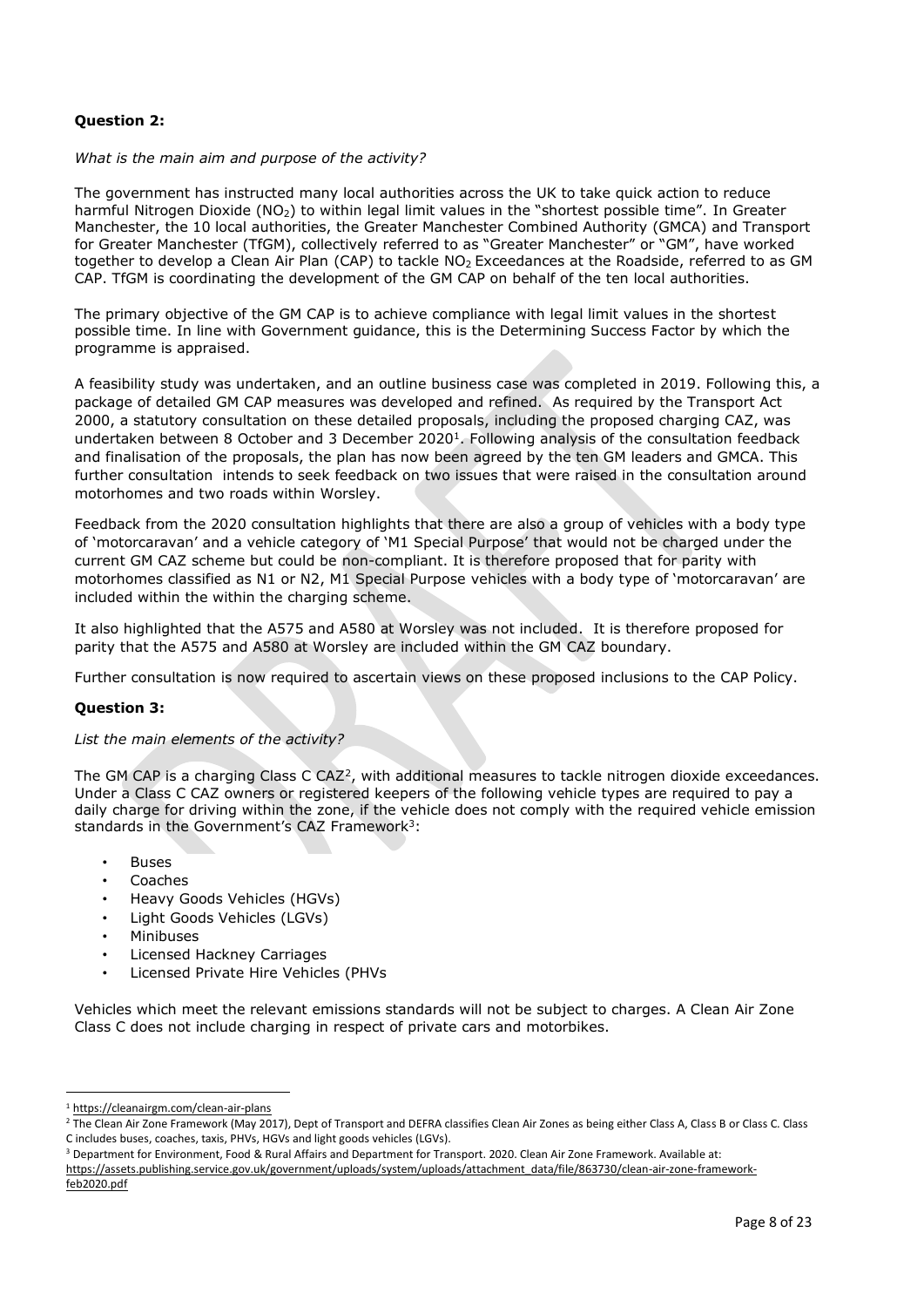**Question 2:**

*What is the main aim and purpose of the activity?*

The government has instructed many local authorities across the UK to take quick action to reduce harmful Nitrogen Dioxide ($NO_2$) to within legal limit values in the "shortest possible time". In Greater Manchester, the 10 local authorities, the Greater Manchester Combined Authority (GMCA) and Transport for Greater Manchester (TfGM), collectively referred to as "Greater Manchester" or "GM", have worked together to develop a Clean Air Plan (CAP) to tackle $NO_2$ Exceedances at the Roadside, referred to as GM CAP. TfGM is coordinating the development of the GM CAP on behalf of the ten local authorities.

The primary objective of the GM CAP is to achieve compliance with legal limit values in the shortest possible time. In line with Government guidance, this is the Determining Success Factor by which the programme is appraised.

A feasibility study was undertaken, and an outline business case was completed in 2019. Following this, a package of detailed GM CAP measures was developed and refined. As required by the Transport Act 2000, a statutory consultation on these detailed proposals, including the proposed charging CAZ, was undertaken between 8 October and 3 December 2020[1]. Following analysis of the consultation feedback and finalisation of the proposals, the plan has now been agreed by the ten GM leaders and GMCA. This further consultation intends to seek feedback on two issues that were raised in the consultation around motorhomes and two roads within Worsley.

Feedback from the 2020 consultation highlights that there are also a group of vehicles with a body type of 'motorcaravan' and a vehicle category of 'M1 Special Purpose' that would not be charged under the current GM CAZ scheme but could be non-compliant. It is therefore proposed that for parity with motorhomes classified as N1 or N2, M1 Special Purpose vehicles with a body type of 'motorcaravan' are included within the within the charging scheme.

It also highlighted that the A575 and A580 at Worsley was not included. It is therefore proposed for parity that the A575 and A580 at Worsley are included within the GM CAZ boundary.

Further consultation is now required to ascertain views on these proposed inclusions to the CAP Policy.

**Question 3:**

*List the main elements of the activity?*

The GM CAP is a charging Class C CAZ[2], with additional measures to tackle nitrogen dioxide exceedances. Under a Class C CAZ owners or registered keepers of the following vehicle types are required to pay a daily charge for driving within the zone, if the vehicle does not comply with the required vehicle emission standards in the Government's CAZ Framework[3]:

- Buses
- Coaches
- Heavy Goods Vehicles (HGVs)
- Light Goods Vehicles (LGVs)
- Minibuses
- Licensed Hackney Carriages
- Licensed Private Hire Vehicles (PHVs

Vehicles which meet the relevant emissions standards will not be subject to charges. A Clean Air Zone Class C does not include charging in respect of private cars and motorbikes.

---

[1] https://cleanairgm.com/clean-air-plans

[2] The Clean Air Zone Framework (May 2017), Dept of Transport and DEFRA classifies Clean Air Zones as being either Class A, Class B or Class C. Class C includes buses, coaches, taxis, PHVs, HGVs and light goods vehicles (LGVs).

[3] Department for Environment, Food & Rural Affairs and Department for Transport. 2020. Clean Air Zone Framework. Available at: https://assets.publishing.service.gov.uk/government/uploads/system/uploads/attachment_data/file/863730/clean-air-zone-framework-feb2020.pdf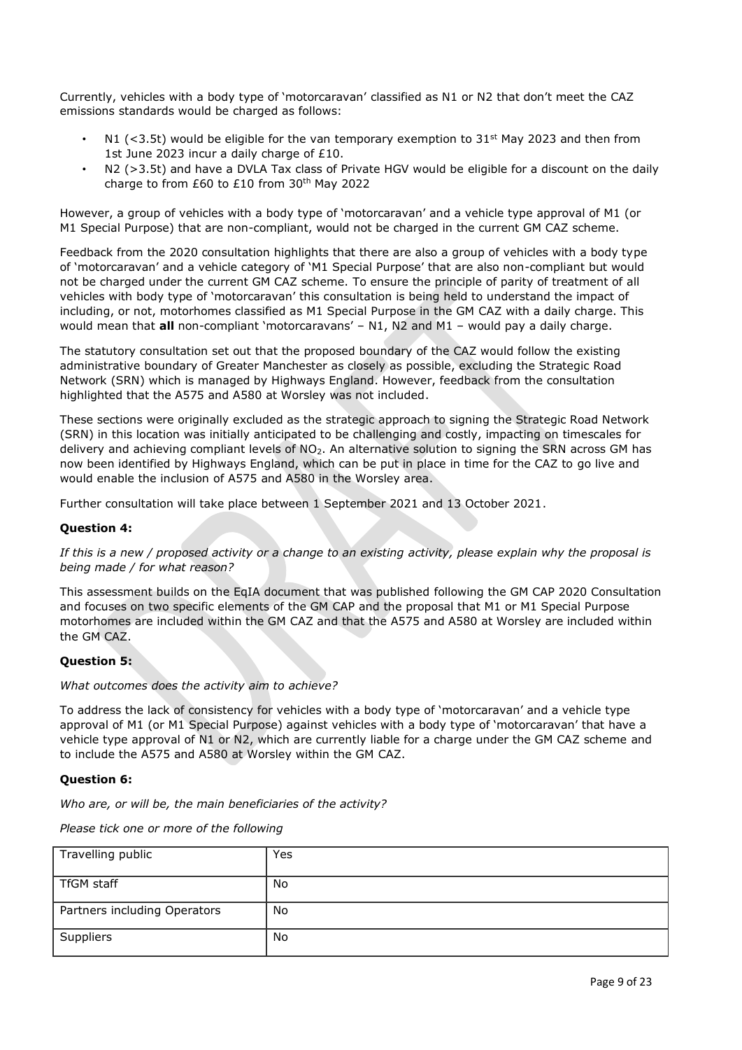Currently, vehicles with a body type of 'motorcaravan' classified as N1 or N2 that don't meet the CAZ emissions standards would be charged as follows:

- N1 (<3.5t) would be eligible for the van temporary exemption to 31st May 2023 and then from 1st June 2023 incur a daily charge of £10.
- N2 (>3.5t) and have a DVLA Tax class of Private HGV would be eligible for a discount on the daily charge to from £60 to £10 from 30th May 2022

However, a group of vehicles with a body type of 'motorcaravan' and a vehicle type approval of M1 (or M1 Special Purpose) that are non-compliant, would not be charged in the current GM CAZ scheme.

Feedback from the 2020 consultation highlights that there are also a group of vehicles with a body type of 'motorcaravan' and a vehicle category of 'M1 Special Purpose' that are also non-compliant but would not be charged under the current GM CAZ scheme. To ensure the principle of parity of treatment of all vehicles with body type of 'motorcaravan' this consultation is being held to understand the impact of including, or not, motorhomes classified as M1 Special Purpose in the GM CAZ with a daily charge. This would mean that **all** non-compliant 'motorcaravans' – N1, N2 and M1 – would pay a daily charge.

The statutory consultation set out that the proposed boundary of the CAZ would follow the existing administrative boundary of Greater Manchester as closely as possible, excluding the Strategic Road Network (SRN) which is managed by Highways England. However, feedback from the consultation highlighted that the A575 and A580 at Worsley was not included.

These sections were originally excluded as the strategic approach to signing the Strategic Road Network (SRN) in this location was initially anticipated to be challenging and costly, impacting on timescales for delivery and achieving compliant levels of $NO_2$. An alternative solution to signing the SRN across GM has now been identified by Highways England, which can be put in place in time for the CAZ to go live and would enable the inclusion of A575 and A580 in the Worsley area.

Further consultation will take place between 1 September 2021 and 13 October 2021.

**Question 4:**

*If this is a new / proposed activity or a change to an existing activity, please explain why the proposal is being made / for what reason?*

This assessment builds on the EqIA document that was published following the GM CAP 2020 Consultation and focuses on two specific elements of the GM CAP and the proposal that M1 or M1 Special Purpose motorhomes are included within the GM CAZ and that the A575 and A580 at Worsley are included within the GM CAZ.

**Question 5:**

*What outcomes does the activity aim to achieve?*

To address the lack of consistency for vehicles with a body type of 'motorcaravan' and a vehicle type approval of M1 (or M1 Special Purpose) against vehicles with a body type of 'motorcaravan' that have a vehicle type approval of N1 or N2, which are currently liable for a charge under the GM CAZ scheme and to include the A575 and A580 at Worsley within the GM CAZ.

**Question 6:**

*Who are, or will be, the main beneficiaries of the activity?*

*Please tick one or more of the following*

| Travelling public | Yes |
|---|---|
| TfGM staff | No |
| Partners including Operators | No |
| Suppliers | No |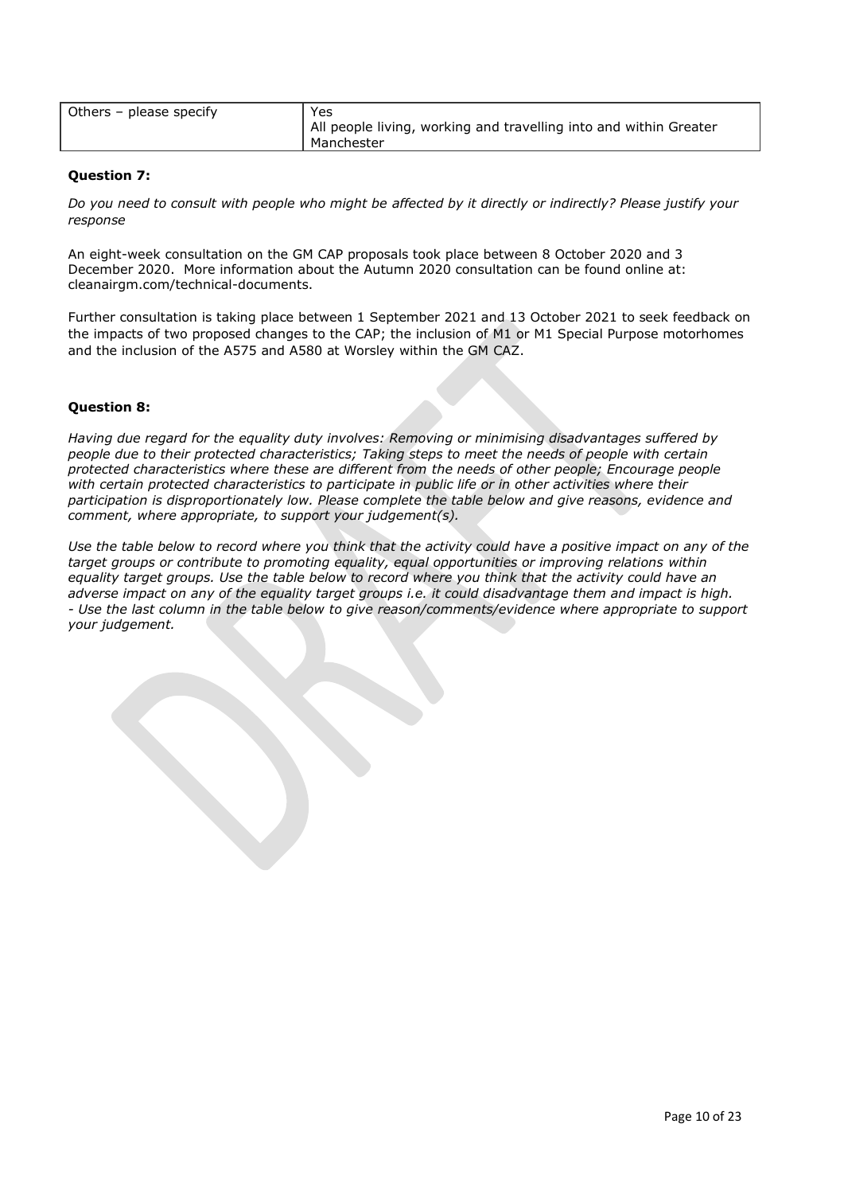| Others – please specify | Yes<br>All people living, working and travelling into and within Greater Manchester |
|---|---|

**Question 7:**

*Do you need to consult with people who might be affected by it directly or indirectly? Please justify your response*

An eight-week consultation on the GM CAP proposals took place between 8 October 2020 and 3 December 2020. More information about the Autumn 2020 consultation can be found online at: cleanairgm.com/technical-documents.

Further consultation is taking place between 1 September 2021 and 13 October 2021 to seek feedback on the impacts of two proposed changes to the CAP; the inclusion of M1 or M1 Special Purpose motorhomes and the inclusion of the A575 and A580 at Worsley within the GM CAZ.

**Question 8:**

*Having due regard for the equality duty involves: Removing or minimising disadvantages suffered by people due to their protected characteristics; Taking steps to meet the needs of people with certain protected characteristics where these are different from the needs of other people; Encourage people with certain protected characteristics to participate in public life or in other activities where their participation is disproportionately low. Please complete the table below and give reasons, evidence and comment, where appropriate, to support your judgement(s).*

*Use the table below to record where you think that the activity could have a positive impact on any of the target groups or contribute to promoting equality, equal opportunities or improving relations within equality target groups. Use the table below to record where you think that the activity could have an adverse impact on any of the equality target groups i.e. it could disadvantage them and impact is high.*
*- Use the last column in the table below to give reason/comments/evidence where appropriate to support your judgement.*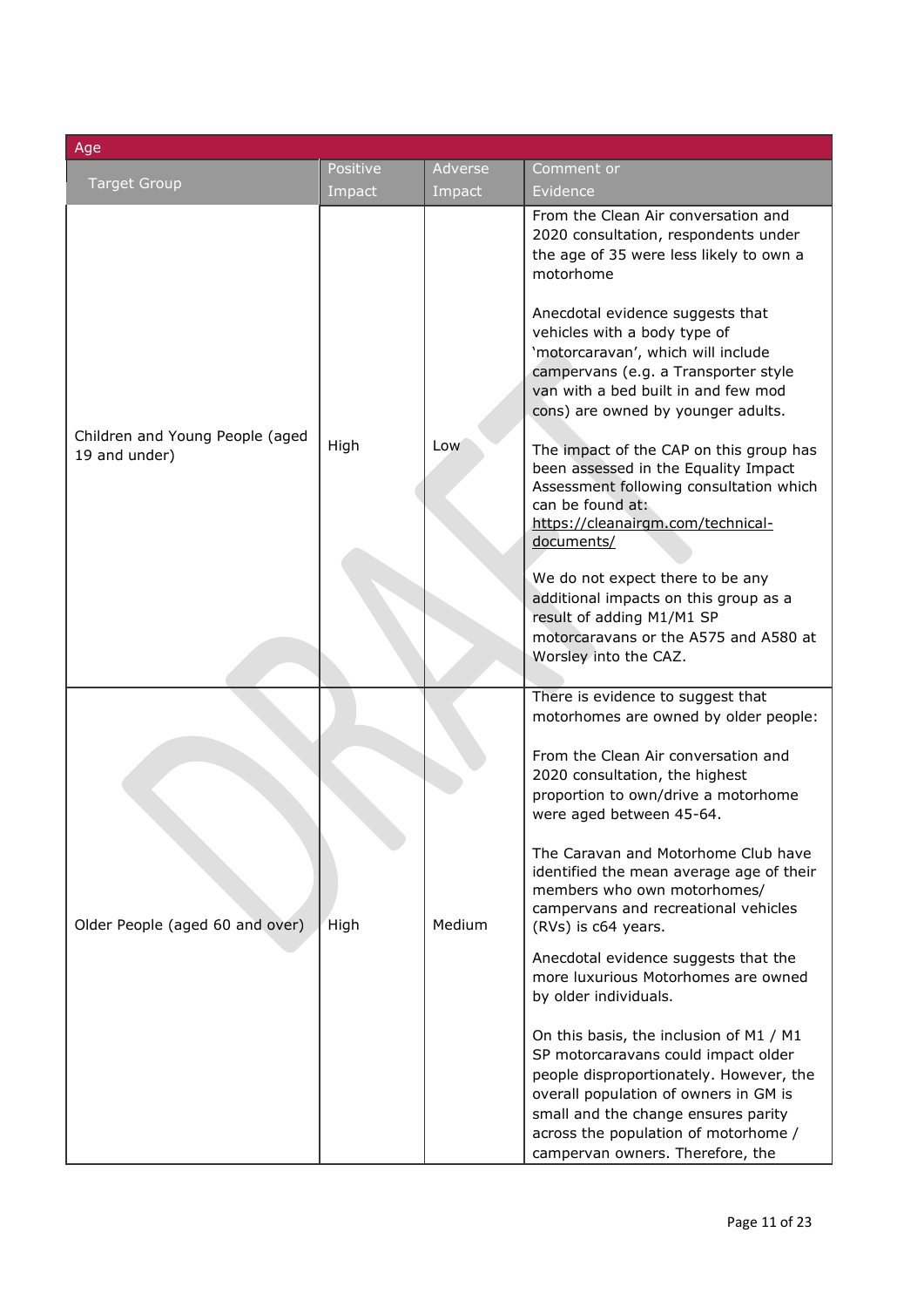| Age | | | |
|---|---|---|---|
| Target Group | Positive Impact | Adverse Impact | Comment or Evidence |
| Children and Young People (aged 19 and under) | High | Low | From the Clean Air conversation and 2020 consultation, respondents under the age of 35 were less likely to own a motorhome<br><br>Anecdotal evidence suggests that vehicles with a body type of 'motorcaravan', which will include campervans (e.g. a Transporter style van with a bed built in and few mod cons) are owned by younger adults.<br><br>The impact of the CAP on this group has been assessed in the Equality Impact Assessment following consultation which can be found at: https://cleanairgm.com/technical-documents/<br><br>We do not expect there to be any additional impacts on this group as a result of adding M1/M1 SP motorcaravans or the A575 and A580 at Worsley into the CAZ. |
| Older People (aged 60 and over) | High | Medium | There is evidence to suggest that motorhomes are owned by older people:<br><br>From the Clean Air conversation and 2020 consultation, the highest proportion to own/drive a motorhome were aged between 45-64.<br><br>The Caravan and Motorhome Club have identified the mean average age of their members who own motorhomes/ campervans and recreational vehicles (RVs) is c64 years.<br><br>Anecdotal evidence suggests that the more luxurious Motorhomes are owned by older individuals.<br><br>On this basis, the inclusion of M1 / M1 SP motorcaravans could impact older people disproportionately. However, the overall population of owners in GM is small and the change ensures parity across the population of motorhome / campervan owners. Therefore, the |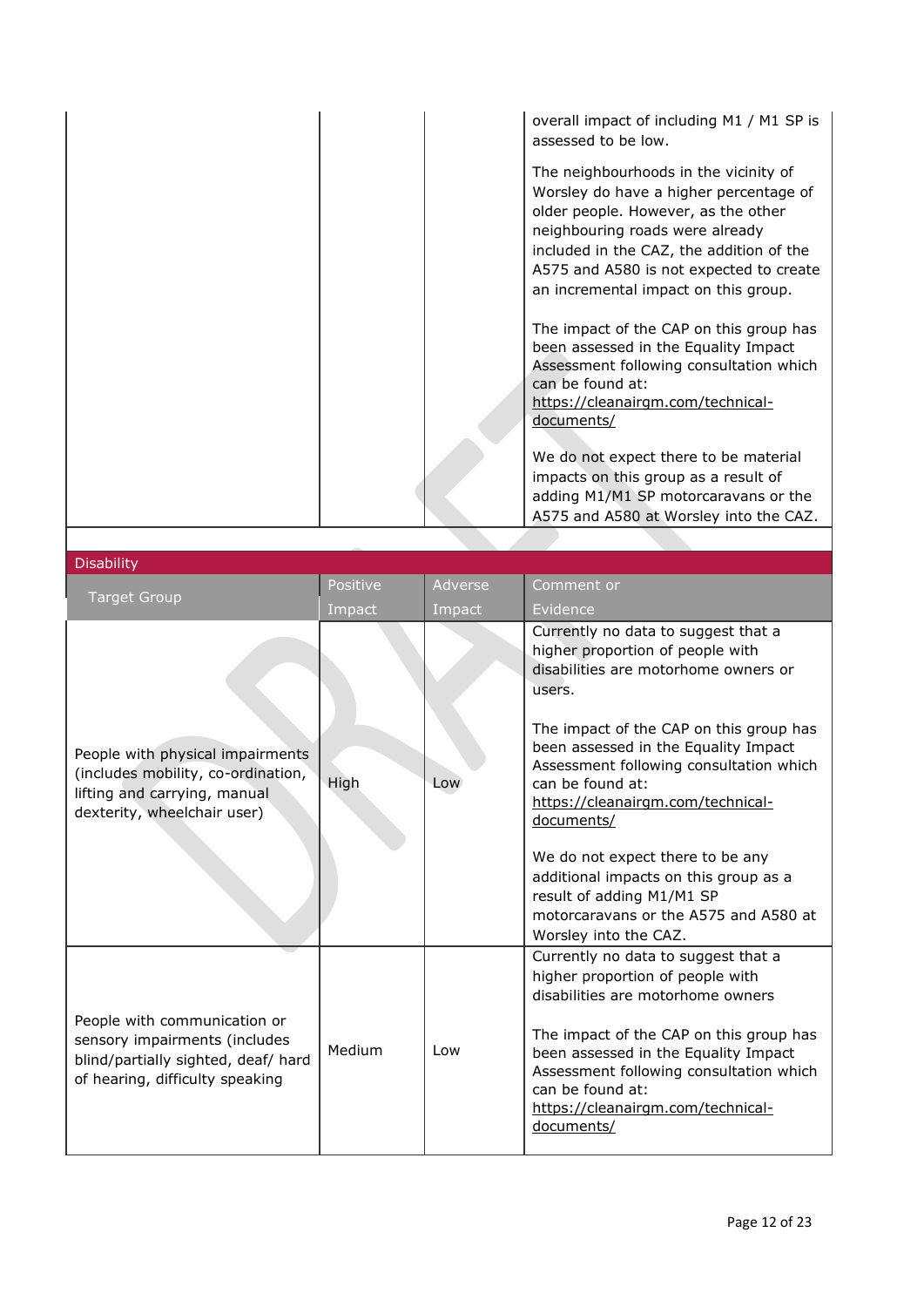| | | | overall impact of including M1 / M1 SP is assessed to be low.<br><br>The neighbourhoods in the vicinity of Worsley do have a higher percentage of older people. However, as the other neighbouring roads were already included in the CAZ, the addition of the A575 and A580 is not expected to create an incremental impact on this group.<br><br>The impact of the CAP on this group has been assessed in the Equality Impact Assessment following consultation which can be found at: https://cleanairgm.com/technical-documents/<br><br>We do not expect there to be material impacts on this group as a result of adding M1/M1 SP motorcaravans or the A575 and A580 at Worsley into the CAZ. |
|---|---|---|---|

**Disability**

| Target Group | Positive Impact | Adverse Impact | Comment or Evidence |
|---|---|---|---|
| People with physical impairments (includes mobility, co-ordination, lifting and carrying, manual dexterity, wheelchair user) | High | Low | Currently no data to suggest that a higher proportion of people with disabilities are motorhome owners or users.<br><br>The impact of the CAP on this group has been assessed in the Equality Impact Assessment following consultation which can be found at: https://cleanairgm.com/technical-documents/<br><br>We do not expect there to be any additional impacts on this group as a result of adding M1/M1 SP motorcaravans or the A575 and A580 at Worsley into the CAZ. |
| People with communication or sensory impairments (includes blind/partially sighted, deaf/ hard of hearing, difficulty speaking | Medium | Low | Currently no data to suggest that a higher proportion of people with disabilities are motorhome owners<br><br>The impact of the CAP on this group has been assessed in the Equality Impact Assessment following consultation which can be found at: https://cleanairgm.com/technical-documents/ |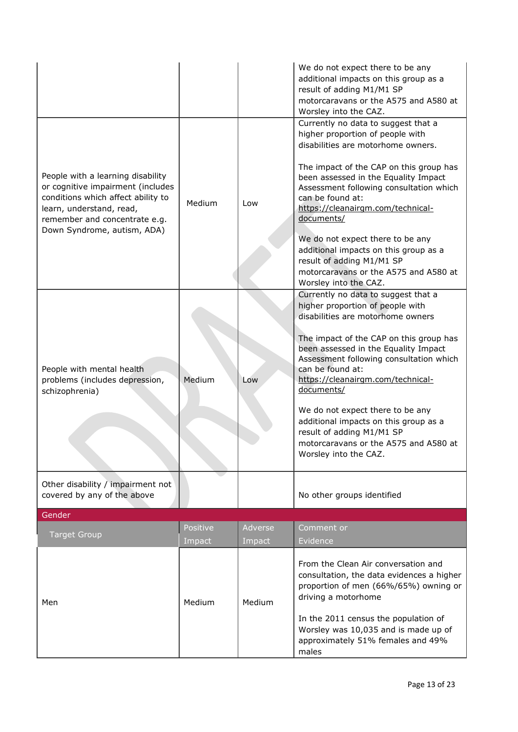| | | | |
|---|---|---|---|
| | | | We do not expect there to be any additional impacts on this group as a result of adding M1/M1 SP motorcaravans or the A575 and A580 at Worsley into the CAZ. |
| People with a learning disability or cognitive impairment (includes conditions which affect ability to learn, understand, read, remember and concentrate e.g. Down Syndrome, autism, ADA) | Medium | Low | Currently no data to suggest that a higher proportion of people with disabilities are motorhome owners.<br><br>The impact of the CAP on this group has been assessed in the Equality Impact Assessment following consultation which can be found at: https://cleanairgm.com/technical-documents/<br><br>We do not expect there to be any additional impacts on this group as a result of adding M1/M1 SP motorcaravans or the A575 and A580 at Worsley into the CAZ. |
| People with mental health problems (includes depression, schizophrenia) | Medium | Low | Currently no data to suggest that a higher proportion of people with disabilities are motorhome owners<br><br>The impact of the CAP on this group has been assessed in the Equality Impact Assessment following consultation which can be found at: https://cleanairgm.com/technical-documents/<br><br>We do not expect there to be any additional impacts on this group as a result of adding M1/M1 SP motorcaravans or the A575 and A580 at Worsley into the CAZ. |
| Other disability / impairment not covered by any of the above | | | No other groups identified |
| **Gender** | | | |
| **Target Group** | **Positive Impact** | **Adverse Impact** | **Comment or Evidence** |
| Men | Medium | Medium | From the Clean Air conversation and consultation, the data evidences a higher proportion of men (66%/65%) owning or driving a motorhome<br><br>In the 2011 census the population of Worsley was 10,035 and is made up of approximately 51% females and 49% males |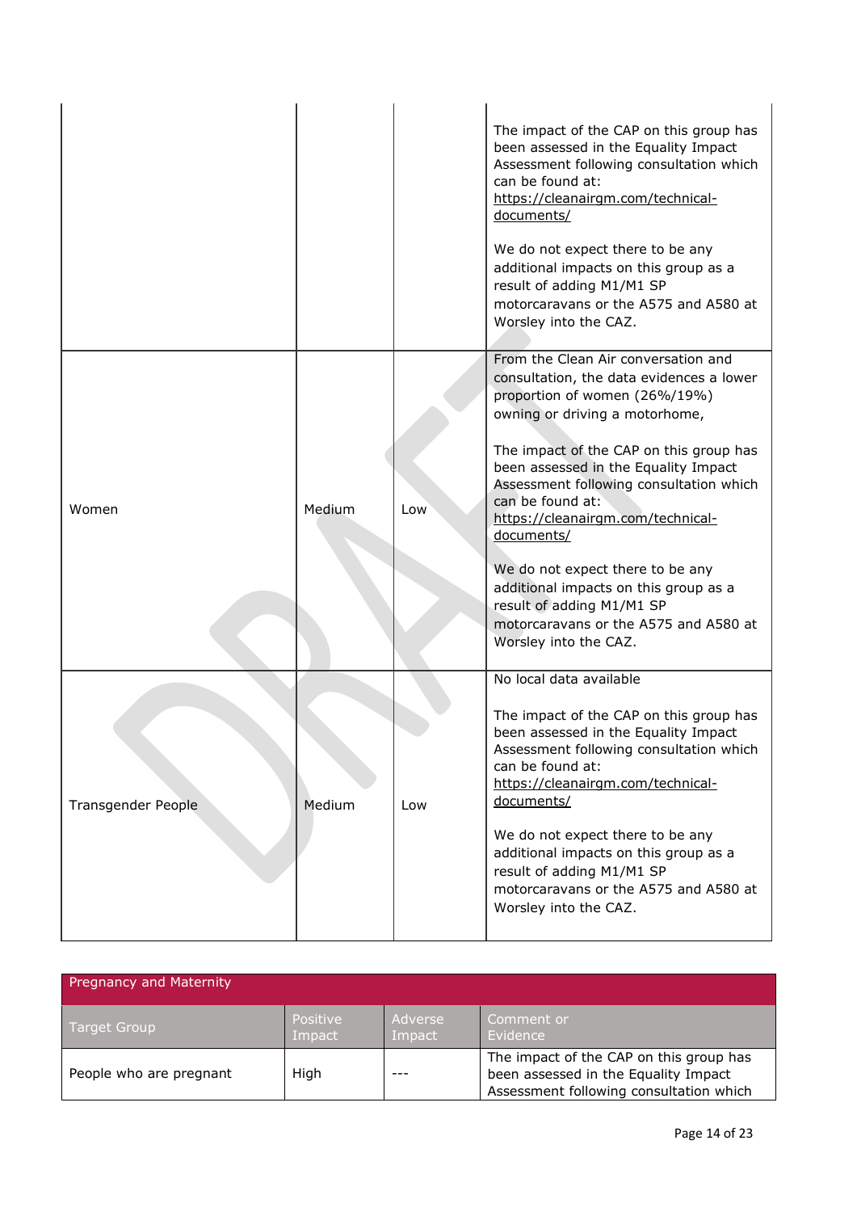| | | | |
|---|---|---|---|
| | | | The impact of the CAP on this group has been assessed in the Equality Impact Assessment following consultation which can be found at: https://cleanairgm.com/technical-documents/<br><br>We do not expect there to be any additional impacts on this group as a result of adding M1/M1 SP motorcaravans or the A575 and A580 at Worsley into the CAZ. |
| Women | Medium | Low | From the Clean Air conversation and consultation, the data evidences a lower proportion of women (26%/19%) owning or driving a motorhome,<br><br>The impact of the CAP on this group has been assessed in the Equality Impact Assessment following consultation which can be found at: https://cleanairgm.com/technical-documents/<br><br>We do not expect there to be any additional impacts on this group as a result of adding M1/M1 SP motorcaravans or the A575 and A580 at Worsley into the CAZ. |
| Transgender People | Medium | Low | No local data available<br><br>The impact of the CAP on this group has been assessed in the Equality Impact Assessment following consultation which can be found at: https://cleanairgm.com/technical-documents/<br><br>We do not expect there to be any additional impacts on this group as a result of adding M1/M1 SP motorcaravans or the A575 and A580 at Worsley into the CAZ. |

| Pregnancy and Maternity | | | |
|---|---|---|---|
| Target Group | Positive Impact | Adverse Impact | Comment or Evidence |
| People who are pregnant | High | --- | The impact of the CAP on this group has been assessed in the Equality Impact Assessment following consultation which |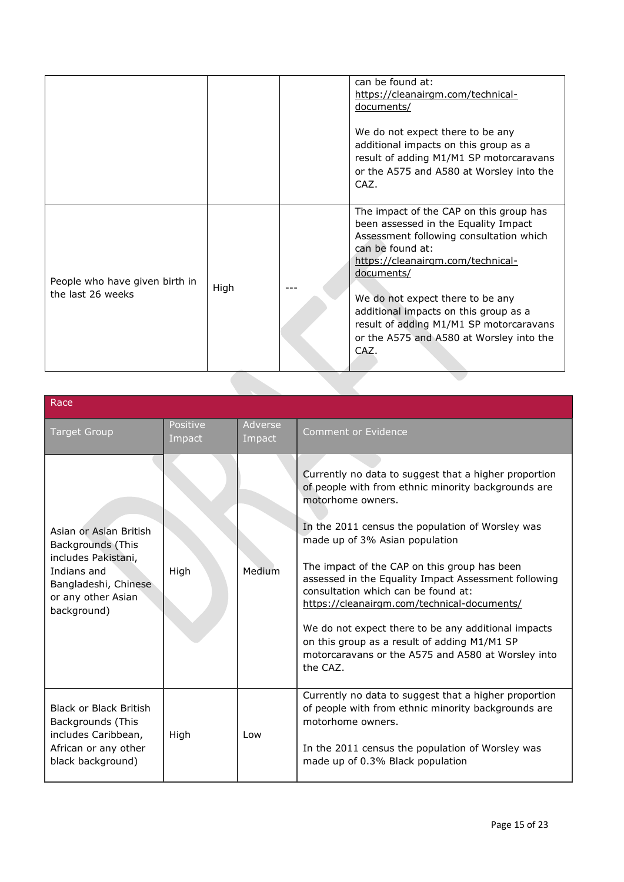| | | | |
|---|---|---|---|
| | | | can be found at: https://cleanairgm.com/technical-documents/<br><br>We do not expect there to be any additional impacts on this group as a result of adding M1/M1 SP motorcaravans or the A575 and A580 at Worsley into the CAZ. |
| People who have given birth in the last 26 weeks | High | --- | The impact of the CAP on this group has been assessed in the Equality Impact Assessment following consultation which can be found at: https://cleanairgm.com/technical-documents/<br><br>We do not expect there to be any additional impacts on this group as a result of adding M1/M1 SP motorcaravans or the A575 and A580 at Worsley into the CAZ. |

| Race | | | |
|---|---|---|---|
| Target Group | Positive Impact | Adverse Impact | Comment or Evidence |
| Asian or Asian British Backgrounds (This includes Pakistani, Indians and Bangladeshi, Chinese or any other Asian background) | High | Medium | Currently no data to suggest that a higher proportion of people with from ethnic minority backgrounds are motorhome owners.<br><br>In the 2011 census the population of Worsley was made up of 3% Asian population<br><br>The impact of the CAP on this group has been assessed in the Equality Impact Assessment following consultation which can be found at: https://cleanairgm.com/technical-documents/<br><br>We do not expect there to be any additional impacts on this group as a result of adding M1/M1 SP motorcaravans or the A575 and A580 at Worsley into the CAZ. |
| Black or Black British Backgrounds (This includes Caribbean, African or any other black background) | High | Low | Currently no data to suggest that a higher proportion of people with from ethnic minority backgrounds are motorhome owners.<br><br>In the 2011 census the population of Worsley was made up of 0.3% Black population |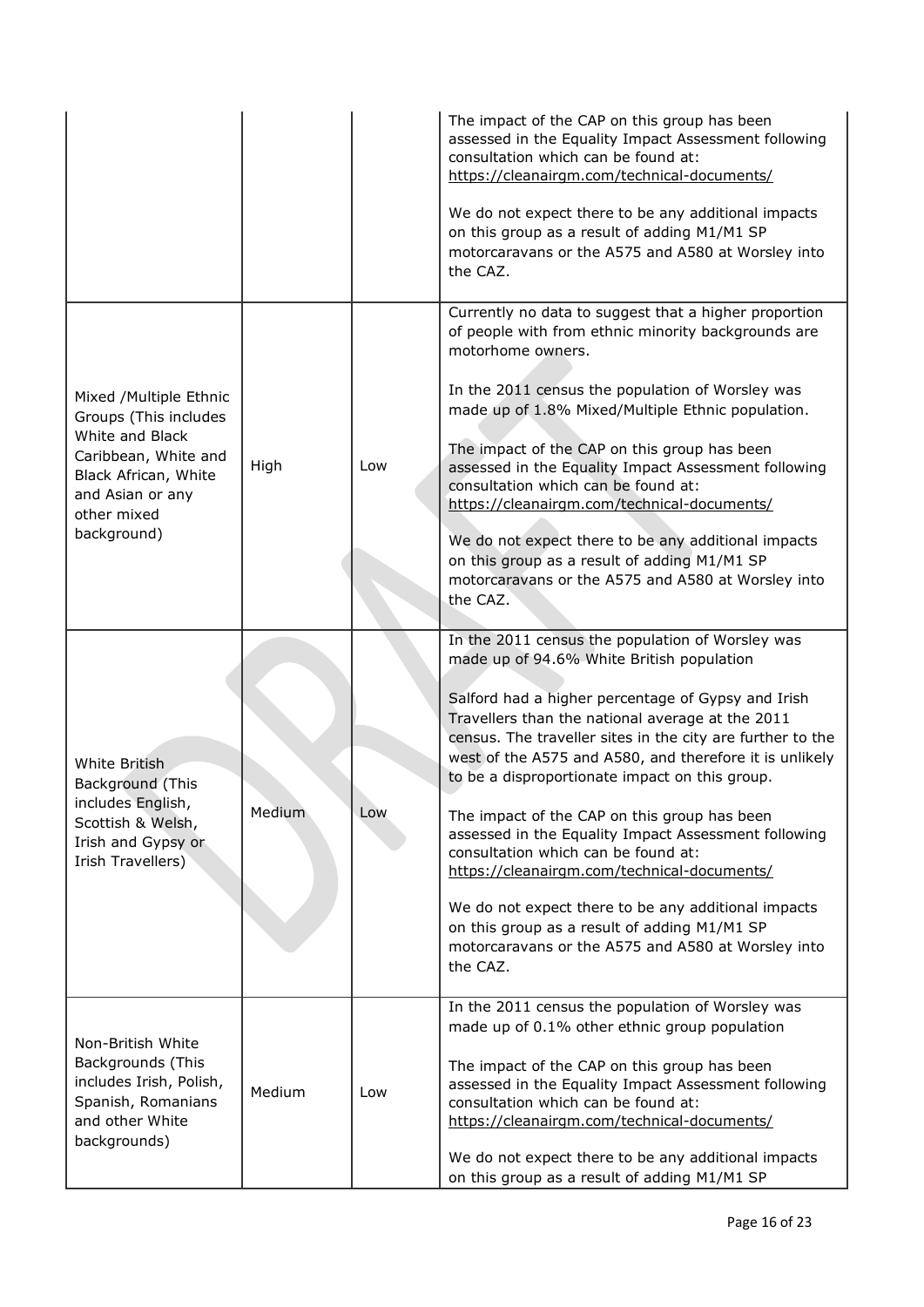| | | | |
|---|---|---|---|
| | | | The impact of the CAP on this group has been assessed in the Equality Impact Assessment following consultation which can be found at: https://cleanairgm.com/technical-documents/<br><br>We do not expect there to be any additional impacts on this group as a result of adding M1/M1 SP motorcaravans or the A575 and A580 at Worsley into the CAZ. |
| Mixed /Multiple Ethnic Groups (This includes White and Black Caribbean, White and Black African, White and Asian or any other mixed background) | High | Low | Currently no data to suggest that a higher proportion of people with from ethnic minority backgrounds are motorhome owners.<br><br>In the 2011 census the population of Worsley was made up of 1.8% Mixed/Multiple Ethnic population.<br><br>The impact of the CAP on this group has been assessed in the Equality Impact Assessment following consultation which can be found at: https://cleanairgm.com/technical-documents/<br><br>We do not expect there to be any additional impacts on this group as a result of adding M1/M1 SP motorcaravans or the A575 and A580 at Worsley into the CAZ. |
| White British Background (This includes English, Scottish & Welsh, Irish and Gypsy or Irish Travellers) | Medium | Low | In the 2011 census the population of Worsley was made up of 94.6% White British population<br><br>Salford had a higher percentage of Gypsy and Irish Travellers than the national average at the 2011 census. The traveller sites in the city are further to the west of the A575 and A580, and therefore it is unlikely to be a disproportionate impact on this group.<br><br>The impact of the CAP on this group has been assessed in the Equality Impact Assessment following consultation which can be found at: https://cleanairgm.com/technical-documents/<br><br>We do not expect there to be any additional impacts on this group as a result of adding M1/M1 SP motorcaravans or the A575 and A580 at Worsley into the CAZ. |
| Non-British White Backgrounds (This includes Irish, Polish, Spanish, Romanians and other White backgrounds) | Medium | Low | In the 2011 census the population of Worsley was made up of 0.1% other ethnic group population<br><br>The impact of the CAP on this group has been assessed in the Equality Impact Assessment following consultation which can be found at: https://cleanairgm.com/technical-documents/<br><br>We do not expect there to be any additional impacts on this group as a result of adding M1/M1 SP |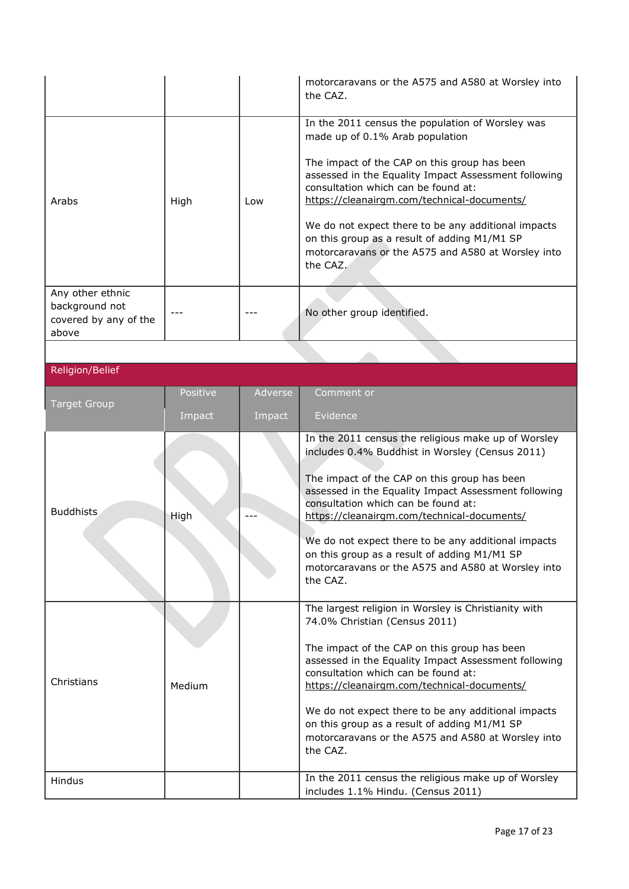| | | | motorcaravans or the A575 and A580 at Worsley into the CAZ. |
|---|---|---|---|
| Arabs | High | Low | In the 2011 census the population of Worsley was made up of 0.1% Arab population<br><br>The impact of the CAP on this group has been assessed in the Equality Impact Assessment following consultation which can be found at: https://cleanairgm.com/technical-documents/<br><br>We do not expect there to be any additional impacts on this group as a result of adding M1/M1 SP motorcaravans or the A575 and A580 at Worsley into the CAZ. |
| Any other ethnic background not covered by any of the above | --- | --- | No other group identified. |

**Religion/Belief**

| Target Group | Positive Impact | Adverse Impact | Comment or Evidence |
|---|---|---|---|
| Buddhists | High | --- | In the 2011 census the religious make up of Worsley includes 0.4% Buddhist in Worsley (Census 2011)<br><br>The impact of the CAP on this group has been assessed in the Equality Impact Assessment following consultation which can be found at: https://cleanairgm.com/technical-documents/<br><br>We do not expect there to be any additional impacts on this group as a result of adding M1/M1 SP motorcaravans or the A575 and A580 at Worsley into the CAZ. |
| Christians | Medium | | The largest religion in Worsley is Christianity with 74.0% Christian (Census 2011)<br><br>The impact of the CAP on this group has been assessed in the Equality Impact Assessment following consultation which can be found at: https://cleanairgm.com/technical-documents/<br><br>We do not expect there to be any additional impacts on this group as a result of adding M1/M1 SP motorcaravans or the A575 and A580 at Worsley into the CAZ. |
| Hindus | | | In the 2011 census the religious make up of Worsley includes 1.1% Hindu. (Census 2011) |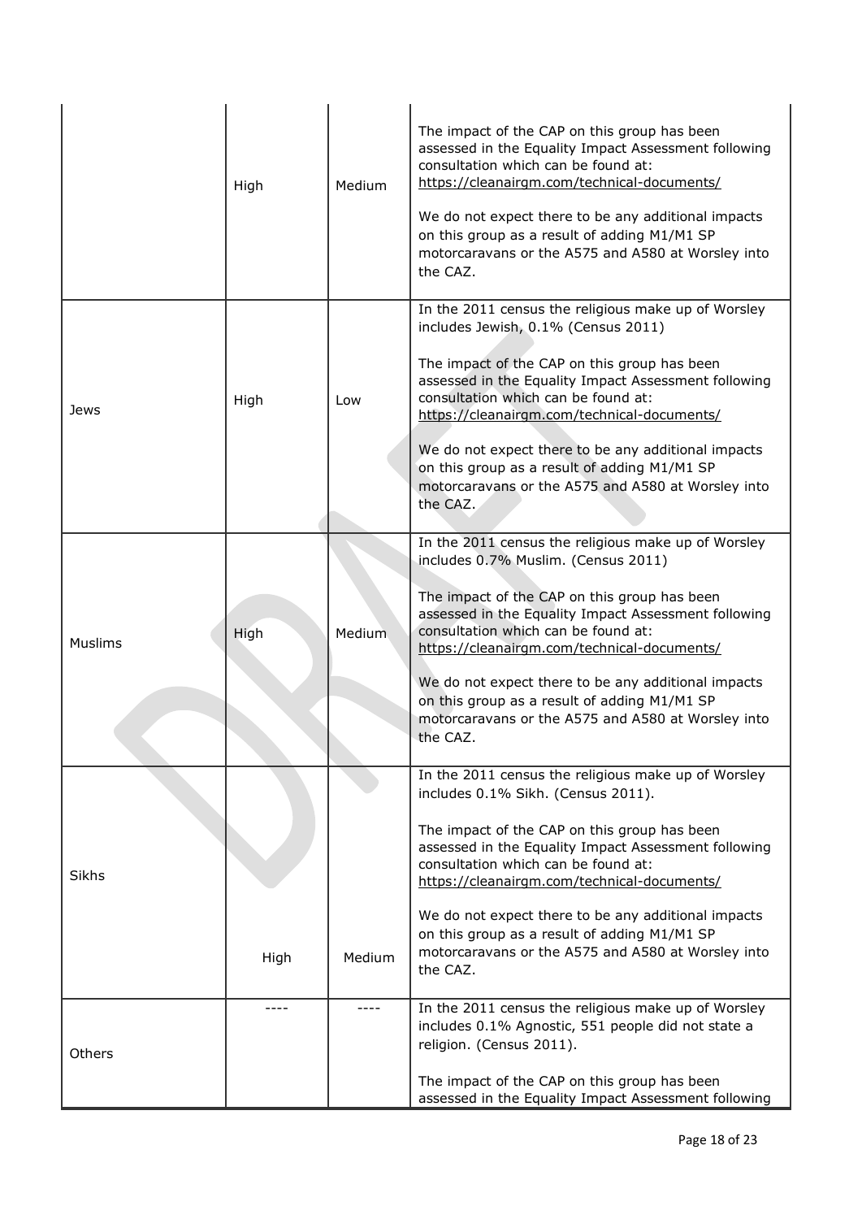| | | | |
|---|---|---|---|
| | High | Medium | The impact of the CAP on this group has been assessed in the Equality Impact Assessment following consultation which can be found at: https://cleanairgm.com/technical-documents/<br><br>We do not expect there to be any additional impacts on this group as a result of adding M1/M1 SP motorcaravans or the A575 and A580 at Worsley into the CAZ. |
| Jews | High | Low | In the 2011 census the religious make up of Worsley includes Jewish, 0.1% (Census 2011)<br><br>The impact of the CAP on this group has been assessed in the Equality Impact Assessment following consultation which can be found at: https://cleanairgm.com/technical-documents/<br><br>We do not expect there to be any additional impacts on this group as a result of adding M1/M1 SP motorcaravans or the A575 and A580 at Worsley into the CAZ. |
| Muslims | High | Medium | In the 2011 census the religious make up of Worsley includes 0.7% Muslim. (Census 2011)<br><br>The impact of the CAP on this group has been assessed in the Equality Impact Assessment following consultation which can be found at: https://cleanairgm.com/technical-documents/<br><br>We do not expect there to be any additional impacts on this group as a result of adding M1/M1 SP motorcaravans or the A575 and A580 at Worsley into the CAZ. |
| Sikhs | High | Medium | In the 2011 census the religious make up of Worsley includes 0.1% Sikh. (Census 2011).<br><br>The impact of the CAP on this group has been assessed in the Equality Impact Assessment following consultation which can be found at: https://cleanairgm.com/technical-documents/<br><br>We do not expect there to be any additional impacts on this group as a result of adding M1/M1 SP motorcaravans or the A575 and A580 at Worsley into the CAZ. |
| Others | ---- | ---- | In the 2011 census the religious make up of Worsley includes 0.1% Agnostic, 551 people did not state a religion. (Census 2011).<br><br>The impact of the CAP on this group has been assessed in the Equality Impact Assessment following |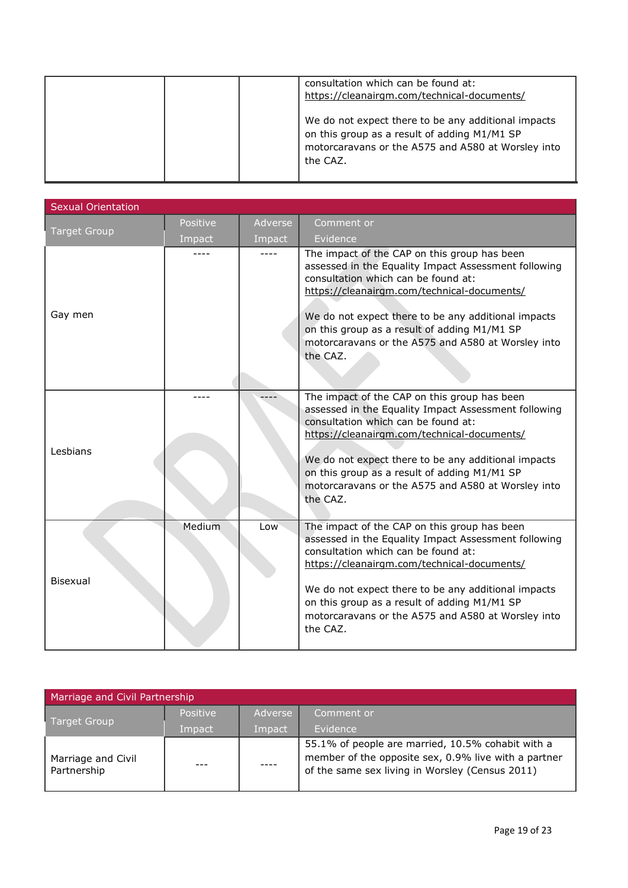| | | | consultation which can be found at: https://cleanairgm.com/technical-documents/<br><br>We do not expect there to be any additional impacts on this group as a result of adding M1/M1 SP motorcaravans or the A575 and A580 at Worsley into the CAZ. |
|---|---|---|---|

| Sexual Orientation | | | |
|---|---|---|---|
| Target Group | Positive Impact | Adverse Impact | Comment or Evidence |
| Gay men | ---- | ---- | The impact of the CAP on this group has been assessed in the Equality Impact Assessment following consultation which can be found at: https://cleanairgm.com/technical-documents/<br><br>We do not expect there to be any additional impacts on this group as a result of adding M1/M1 SP motorcaravans or the A575 and A580 at Worsley into the CAZ. |
| Lesbians | ---- | ---- | The impact of the CAP on this group has been assessed in the Equality Impact Assessment following consultation which can be found at: https://cleanairgm.com/technical-documents/<br><br>We do not expect there to be any additional impacts on this group as a result of adding M1/M1 SP motorcaravans or the A575 and A580 at Worsley into the CAZ. |
| Bisexual | Medium | Low | The impact of the CAP on this group has been assessed in the Equality Impact Assessment following consultation which can be found at: https://cleanairgm.com/technical-documents/<br><br>We do not expect there to be any additional impacts on this group as a result of adding M1/M1 SP motorcaravans or the A575 and A580 at Worsley into the CAZ. |

| Marriage and Civil Partnership | | | |
|---|---|---|---|
| Target Group | Positive Impact | Adverse Impact | Comment or Evidence |
| Marriage and Civil Partnership | --- | ---- | 55.1% of people are married, 10.5% cohabit with a member of the opposite sex, 0.9% live with a partner of the same sex living in Worsley (Census 2011) |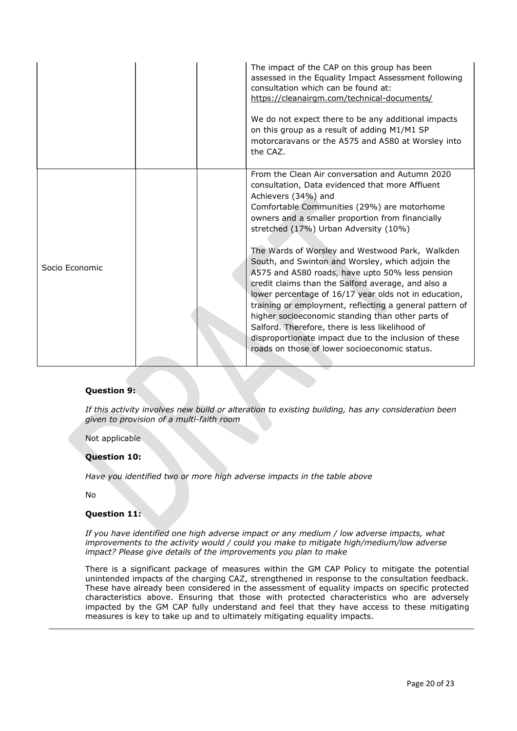| | | | |
|---|---|---|---|
| | | | The impact of the CAP on this group has been assessed in the Equality Impact Assessment following consultation which can be found at: https://cleanairgm.com/technical-documents/<br><br>We do not expect there to be any additional impacts on this group as a result of adding M1/M1 SP motorcaravans or the A575 and A580 at Worsley into the CAZ. |
| Socio Economic | | | From the Clean Air conversation and Autumn 2020 consultation, Data evidenced that more Affluent Achievers (34%) and<br>Comfortable Communities (29%) are motorhome owners and a smaller proportion from financially stretched (17%) Urban Adversity (10%)<br><br>The Wards of Worsley and Westwood Park, Walkden South, and Swinton and Worsley, which adjoin the A575 and A580 roads, have upto 50% less pension credit claims than the Salford average, and also a lower percentage of 16/17 year olds not in education, training or employment, reflecting a general pattern of higher socioeconomic standing than other parts of Salford. Therefore, there is less likelihood of disproportionate impact due to the inclusion of these roads on those of lower socioeconomic status. |

**Question 9:**

*If this activity involves new build or alteration to existing building, has any consideration been given to provision of a multi-faith room*

Not applicable

**Question 10:**

*Have you identified two or more high adverse impacts in the table above*

No

**Question 11:**

*If you have identified one high adverse impact or any medium / low adverse impacts, what improvements to the activity would / could you make to mitigate high/medium/low adverse impact? Please give details of the improvements you plan to make*

There is a significant package of measures within the GM CAP Policy to mitigate the potential unintended impacts of the charging CAZ, strengthened in response to the consultation feedback. These have already been considered in the assessment of equality impacts on specific protected characteristics above. Ensuring that those with protected characteristics who are adversely impacted by the GM CAP fully understand and feel that they have access to these mitigating measures is key to take up and to ultimately mitigating equality impacts.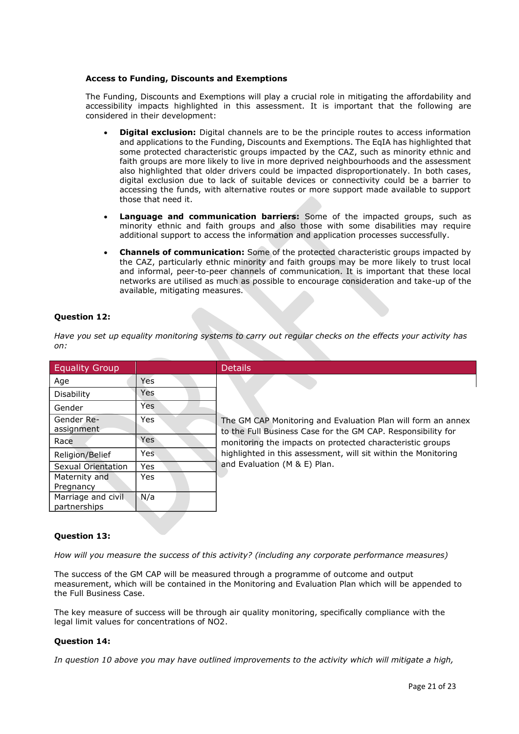**Access to Funding, Discounts and Exemptions**

The Funding, Discounts and Exemptions will play a crucial role in mitigating the affordability and accessibility impacts highlighted in this assessment. It is important that the following are considered in their development:

- **Digital exclusion:** Digital channels are to be the principle routes to access information and applications to the Funding, Discounts and Exemptions. The EqIA has highlighted that some protected characteristic groups impacted by the CAZ, such as minority ethnic and faith groups are more likely to live in more deprived neighbourhoods and the assessment also highlighted that older drivers could be impacted disproportionately. In both cases, digital exclusion due to lack of suitable devices or connectivity could be a barrier to accessing the funds, with alternative routes or more support made available to support those that need it.
- **Language and communication barriers:** Some of the impacted groups, such as minority ethnic and faith groups and also those with some disabilities may require additional support to access the information and application processes successfully.
- **Channels of communication:** Some of the protected characteristic groups impacted by the CAZ, particularly ethnic minority and faith groups may be more likely to trust local and informal, peer-to-peer channels of communication. It is important that these local networks are utilised as much as possible to encourage consideration and take-up of the available, mitigating measures.

**Question 12:**

*Have you set up equality monitoring systems to carry out regular checks on the effects your activity has on:*

| Equality Group | | Details |
|---|---|---|
| Age | Yes | The GM CAP Monitoring and Evaluation Plan will form an annex to the Full Business Case for the GM CAP. Responsibility for monitoring the impacts on protected characteristic groups highlighted in this assessment, will sit within the Monitoring and Evaluation (M & E) Plan. |
| Disability | Yes | |
| Gender | Yes | |
| Gender Re-assignment | Yes | |
| Race | Yes | |
| Religion/Belief | Yes | |
| Sexual Orientation | Yes | |
| Maternity and Pregnancy | Yes | |
| Marriage and civil partnerships | N/a | |

**Question 13:**

*How will you measure the success of this activity? (including any corporate performance measures)*

The success of the GM CAP will be measured through a programme of outcome and output measurement, which will be contained in the Monitoring and Evaluation Plan which will be appended to the Full Business Case.

The key measure of success will be through air quality monitoring, specifically compliance with the legal limit values for concentrations of $NO_2$.

**Question 14:**

*In question 10 above you may have outlined improvements to the activity which will mitigate a high,*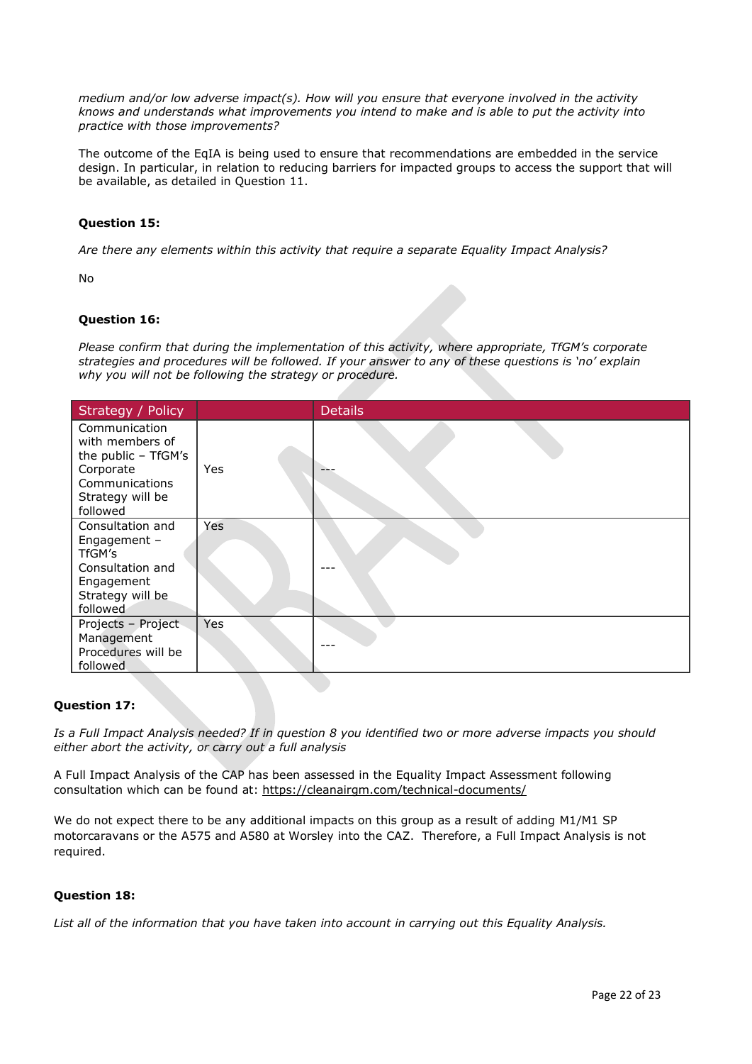*medium and/or low adverse impact(s). How will you ensure that everyone involved in the activity knows and understands what improvements you intend to make and is able to put the activity into practice with those improvements?*

The outcome of the EqIA is being used to ensure that recommendations are embedded in the service design. In particular, in relation to reducing barriers for impacted groups to access the support that will be available, as detailed in Question 11.

**Question 15:**

*Are there any elements within this activity that require a separate Equality Impact Analysis?*

No

**Question 16:**

*Please confirm that during the implementation of this activity, where appropriate, TfGM's corporate strategies and procedures will be followed. If your answer to any of these questions is 'no' explain why you will not be following the strategy or procedure.*

| Strategy / Policy | | Details |
|---|---|---|
| Communication with members of the public – TfGM's Corporate Communications Strategy will be followed | Yes | --- |
| Consultation and Engagement – TfGM's Consultation and Engagement Strategy will be followed | Yes | --- |
| Projects – Project Management Procedures will be followed | Yes | --- |

**Question 17:**

*Is a Full Impact Analysis needed? If in question 8 you identified two or more adverse impacts you should either abort the activity, or carry out a full analysis*

A Full Impact Analysis of the CAP has been assessed in the Equality Impact Assessment following consultation which can be found at: https://cleanairgm.com/technical-documents/

We do not expect there to be any additional impacts on this group as a result of adding M1/M1 SP motorcaravans or the A575 and A580 at Worsley into the CAZ. Therefore, a Full Impact Analysis is not required.

**Question 18:**

*List all of the information that you have taken into account in carrying out this Equality Analysis.*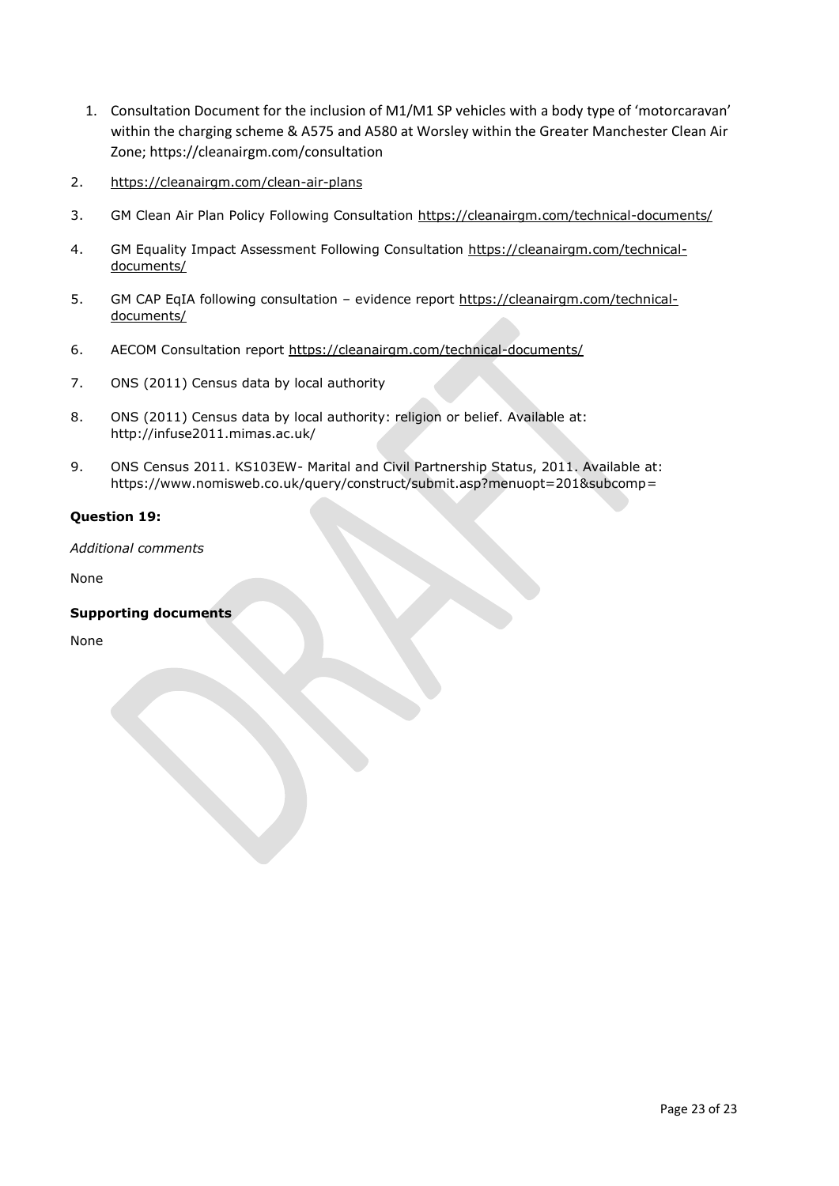1. Consultation Document for the inclusion of M1/M1 SP vehicles with a body type of 'motorcaravan' within the charging scheme & A575 and A580 at Worsley within the Greater Manchester Clean Air Zone; https://cleanairgm.com/consultation
2. https://cleanairgm.com/clean-air-plans
3. GM Clean Air Plan Policy Following Consultation https://cleanairgm.com/technical-documents/
4. GM Equality Impact Assessment Following Consultation https://cleanairgm.com/technical-documents/
5. GM CAP EqIA following consultation – evidence report https://cleanairgm.com/technical-documents/
6. AECOM Consultation report https://cleanairgm.com/technical-documents/
7. ONS (2011) Census data by local authority
8. ONS (2011) Census data by local authority: religion or belief. Available at: http://infuse2011.mimas.ac.uk/
9. ONS Census 2011. KS103EW- Marital and Civil Partnership Status, 2011. Available at: https://www.nomisweb.co.uk/query/construct/submit.asp?menuopt=201&subcomp=

**Question 19:**

*Additional comments*

None

**Supporting documents**

None